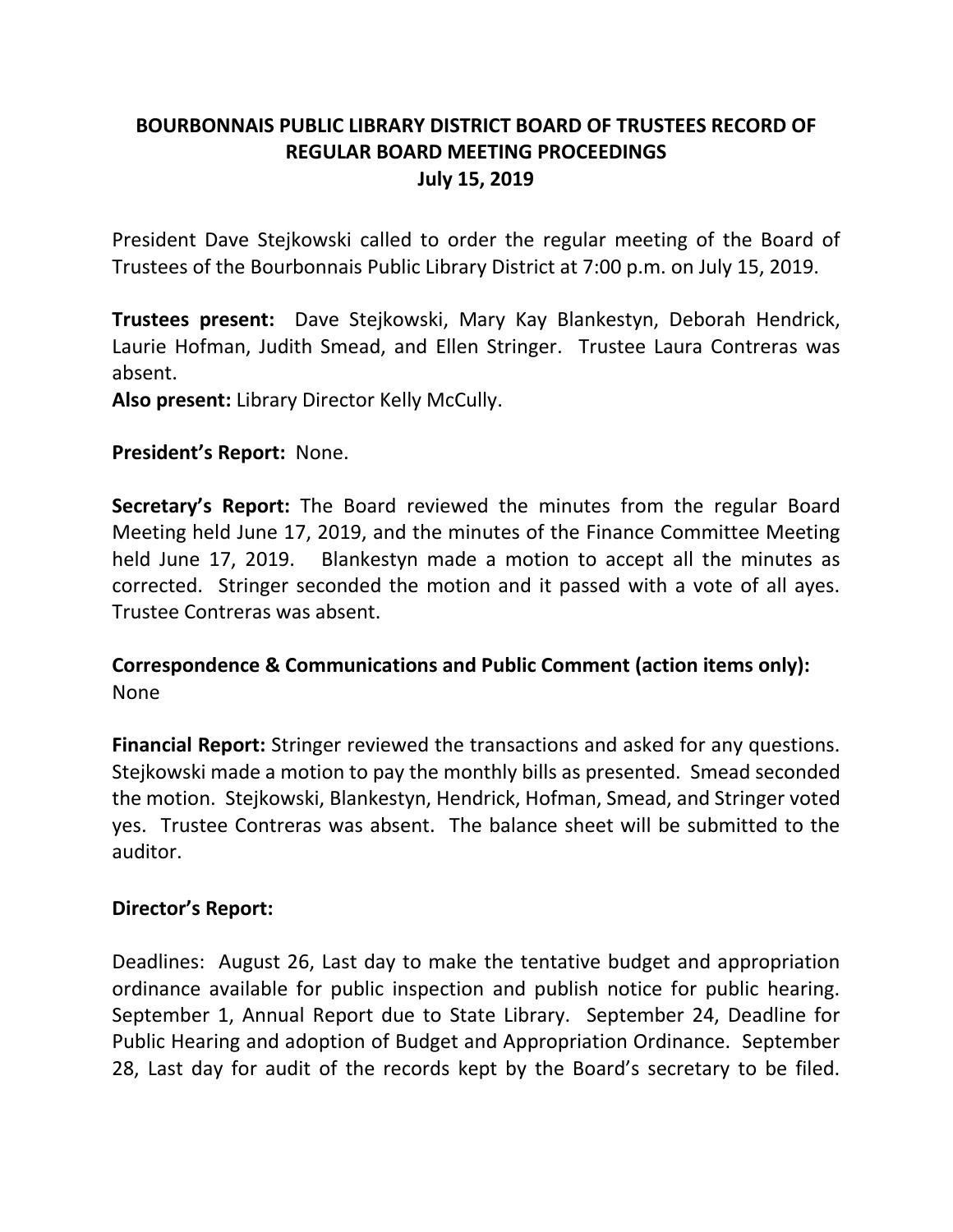# BOURBONNAIS PUBLIC LIBRARY DISTRICT BOARD OF TRUSTEES RECORD OF REGULAR BOARD MEETING PROCEEDINGS

**July 15, 2019**

President Dave Stejkowski called to order the regular meeting of the Board of Trustees of the Bourbonnais Public Library District at 7:00 p.m. on July 15, 2019.

**Trustees present:** Dave Stejkowski, Mary Kay Blankestyn, Deborah Hendrick, Laurie Hofman, Judith Smead, and Ellen Stringer. Trustee Laura Contreras was absent.

**Also present:** Library Director Kelly McCully.

**President's Report:** None.

**Secretary's Report:** The Board reviewed the minutes from the regular Board Meeting held June 17, 2019, and the minutes of the Finance Committee Meeting held June 17, 2019. Blankestyn made a motion to accept all the minutes as corrected. Stringer seconded the motion and it passed with a vote of all ayes. Trustee Contreras was absent.

**Correspondence & Communications and Public Comment (action items only):** None

**Financial Report:** Stringer reviewed the transactions and asked for any questions. Stejkowski made a motion to pay the monthly bills as presented. Smead seconded the motion. Stejkowski, Blankestyn, Hendrick, Hofman, Smead, and Stringer voted yes. Trustee Contreras was absent. The balance sheet will be submitted to the auditor.

**Director's Report:**

Deadlines: August 26, Last day to make the tentative budget and appropriation ordinance available for public inspection and publish notice for public hearing. September 1, Annual Report due to State Library. September 24, Deadline for Public Hearing and adoption of Budget and Appropriation Ordinance. September 28, Last day for audit of the records kept by the Board's secretary to be filed.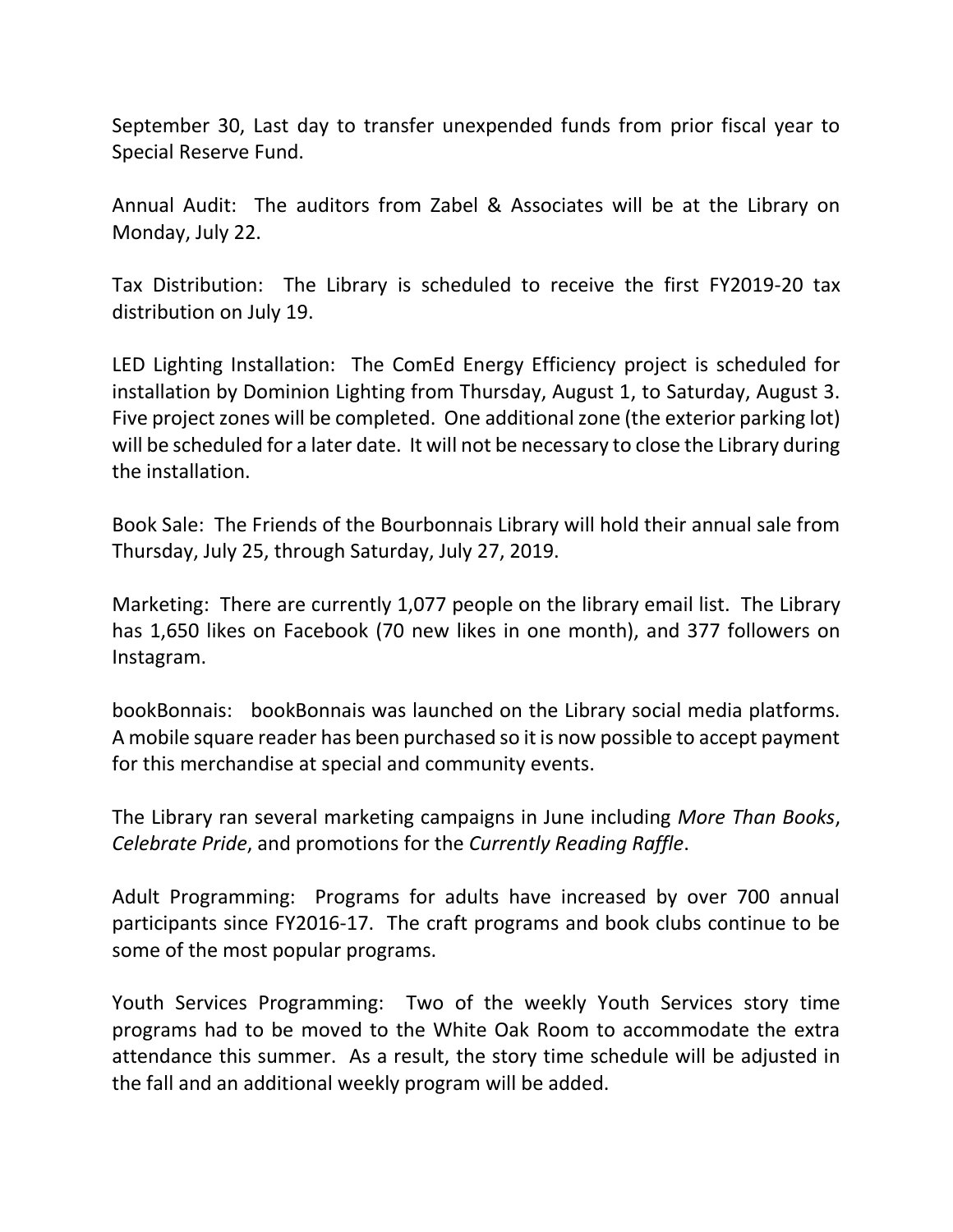September 30, Last day to transfer unexpended funds from prior fiscal year to Special Reserve Fund.

Annual Audit: The auditors from Zabel & Associates will be at the Library on Monday, July 22.

Tax Distribution: The Library is scheduled to receive the first FY2019-20 tax distribution on July 19.

LED Lighting Installation: The ComEd Energy Efficiency project is scheduled for installation by Dominion Lighting from Thursday, August 1, to Saturday, August 3. Five project zones will be completed. One additional zone (the exterior parking lot) will be scheduled for a later date. It will not be necessary to close the Library during the installation.

Book Sale: The Friends of the Bourbonnais Library will hold their annual sale from Thursday, July 25, through Saturday, July 27, 2019.

Marketing: There are currently 1,077 people on the library email list. The Library has 1,650 likes on Facebook (70 new likes in one month), and 377 followers on Instagram.

bookBonnais: bookBonnais was launched on the Library social media platforms. A mobile square reader has been purchased so it is now possible to accept payment for this merchandise at special and community events.

The Library ran several marketing campaigns in June including *More Than Books*, *Celebrate Pride*, and promotions for the *Currently Reading Raffle*.

Adult Programming: Programs for adults have increased by over 700 annual participants since FY2016-17. The craft programs and book clubs continue to be some of the most popular programs.

Youth Services Programming: Two of the weekly Youth Services story time programs had to be moved to the White Oak Room to accommodate the extra attendance this summer. As a result, the story time schedule will be adjusted in the fall and an additional weekly program will be added.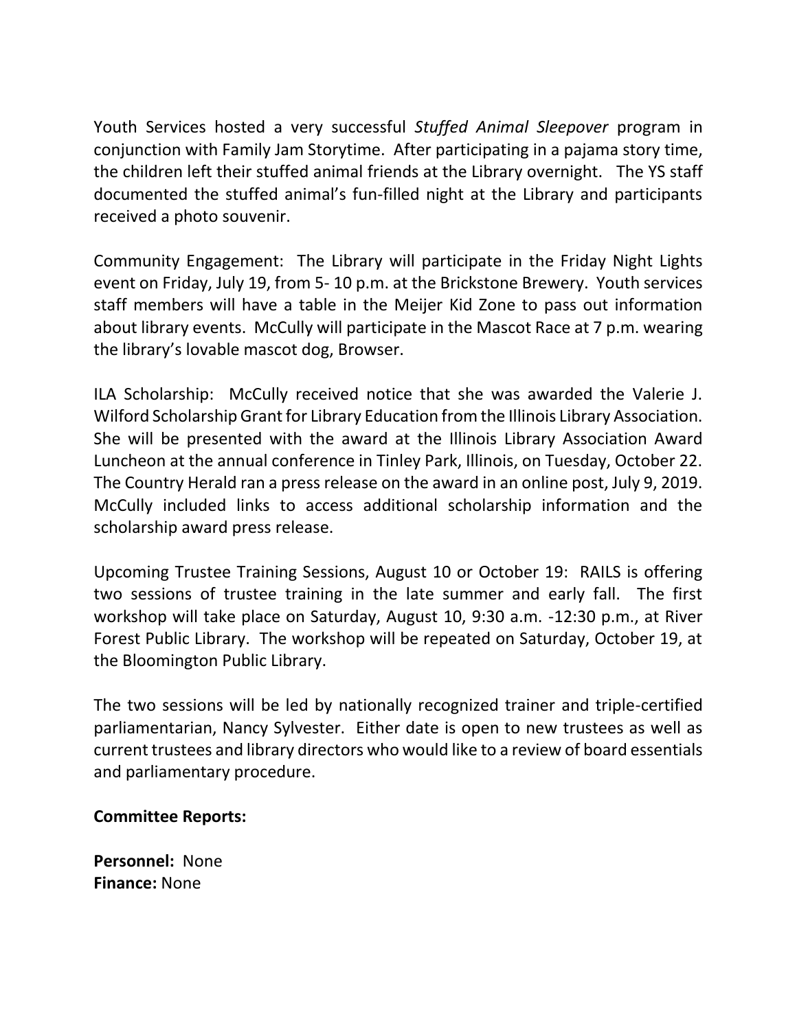Youth Services hosted a very successful *Stuffed Animal Sleepover* program in conjunction with Family Jam Storytime. After participating in a pajama story time, the children left their stuffed animal friends at the Library overnight. The YS staff documented the stuffed animal's fun-filled night at the Library and participants received a photo souvenir.

Community Engagement: The Library will participate in the Friday Night Lights event on Friday, July 19, from 5- 10 p.m. at the Brickstone Brewery. Youth services staff members will have a table in the Meijer Kid Zone to pass out information about library events. McCully will participate in the Mascot Race at 7 p.m. wearing the library's lovable mascot dog, Browser.

ILA Scholarship: McCully received notice that she was awarded the Valerie J. Wilford Scholarship Grant for Library Education from the Illinois Library Association. She will be presented with the award at the Illinois Library Association Award Luncheon at the annual conference in Tinley Park, Illinois, on Tuesday, October 22. The Country Herald ran a press release on the award in an online post, July 9, 2019. McCully included links to access additional scholarship information and the scholarship award press release.

Upcoming Trustee Training Sessions, August 10 or October 19: RAILS is offering two sessions of trustee training in the late summer and early fall. The first workshop will take place on Saturday, August 10, 9:30 a.m. -12:30 p.m., at River Forest Public Library. The workshop will be repeated on Saturday, October 19, at the Bloomington Public Library.

The two sessions will be led by nationally recognized trainer and triple-certified parliamentarian, Nancy Sylvester. Either date is open to new trustees as well as current trustees and library directors who would like to a review of board essentials and parliamentary procedure.

**Committee Reports:**

**Personnel:** None
**Finance:** None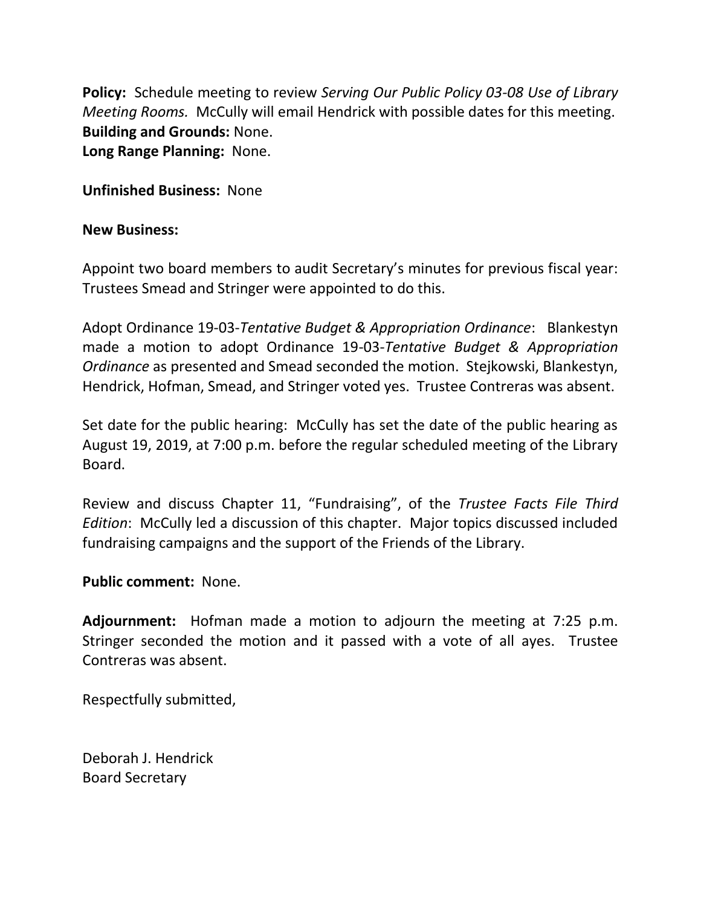**Policy:** Schedule meeting to review *Serving Our Public Policy 03-08 Use of Library Meeting Rooms.* McCully will email Hendrick with possible dates for this meeting.
**Building and Grounds:** None.
**Long Range Planning:** None.

**Unfinished Business:** None

**New Business:**

Appoint two board members to audit Secretary's minutes for previous fiscal year: Trustees Smead and Stringer were appointed to do this.

Adopt Ordinance 19-03-*Tentative Budget & Appropriation Ordinance*: Blankestyn made a motion to adopt Ordinance 19-03-*Tentative Budget & Appropriation Ordinance* as presented and Smead seconded the motion. Stejkowski, Blankestyn, Hendrick, Hofman, Smead, and Stringer voted yes. Trustee Contreras was absent.

Set date for the public hearing: McCully has set the date of the public hearing as August 19, 2019, at 7:00 p.m. before the regular scheduled meeting of the Library Board.

Review and discuss Chapter 11, "Fundraising", of the *Trustee Facts File Third Edition*: McCully led a discussion of this chapter. Major topics discussed included fundraising campaigns and the support of the Friends of the Library.

**Public comment:** None.

**Adjournment:** Hofman made a motion to adjourn the meeting at 7:25 p.m. Stringer seconded the motion and it passed with a vote of all ayes. Trustee Contreras was absent.

Respectfully submitted,

Deborah J. Hendrick
Board Secretary